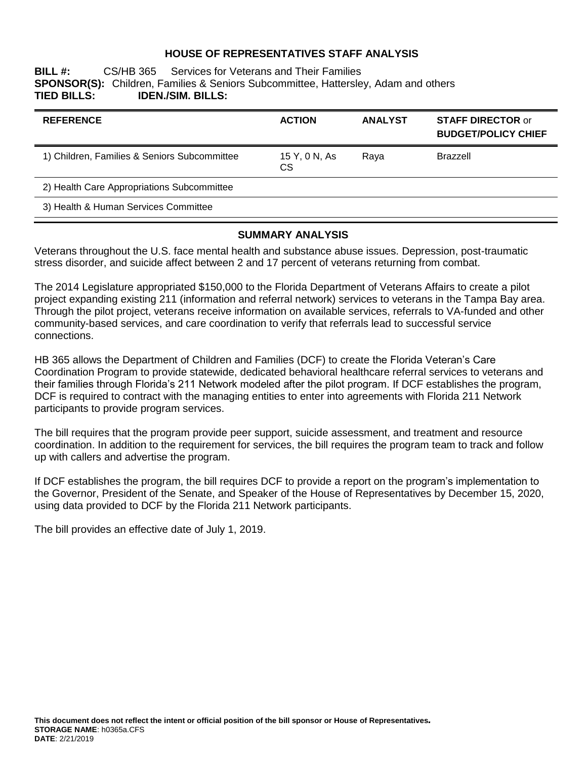# HOUSE OF REPRESENTATIVES STAFF ANALYSIS

**BILL #:** CS/HB 365 Services for Veterans and Their Families
**SPONSOR(S):** Children, Families & Seniors Subcommittee, Hattersley, Adam and others
**TIED BILLS:** **IDEN./SIM. BILLS:**

| REFERENCE | ACTION | ANALYST | STAFF DIRECTOR or BUDGET/POLICY CHIEF |
|---|---|---|---|
| 1) Children, Families & Seniors Subcommittee | 15 Y, 0 N, As CS | Raya | Brazzell |
| 2) Health Care Appropriations Subcommittee | | | |
| 3) Health & Human Services Committee | | | |

## SUMMARY ANALYSIS

Veterans throughout the U.S. face mental health and substance abuse issues. Depression, post-traumatic stress disorder, and suicide affect between 2 and 17 percent of veterans returning from combat.

The 2014 Legislature appropriated $150,000 to the Florida Department of Veterans Affairs to create a pilot project expanding existing 211 (information and referral network) services to veterans in the Tampa Bay area. Through the pilot project, veterans receive information on available services, referrals to VA-funded and other community-based services, and care coordination to verify that referrals lead to successful service connections.

HB 365 allows the Department of Children and Families (DCF) to create the Florida Veteran's Care Coordination Program to provide statewide, dedicated behavioral healthcare referral services to veterans and their families through Florida's 211 Network modeled after the pilot program. If DCF establishes the program, DCF is required to contract with the managing entities to enter into agreements with Florida 211 Network participants to provide program services.

The bill requires that the program provide peer support, suicide assessment, and treatment and resource coordination. In addition to the requirement for services, the bill requires the program team to track and follow up with callers and advertise the program.

If DCF establishes the program, the bill requires DCF to provide a report on the program's implementation to the Governor, President of the Senate, and Speaker of the House of Representatives by December 15, 2020, using data provided to DCF by the Florida 211 Network participants.

The bill provides an effective date of July 1, 2019.

**This document does not reflect the intent or official position of the bill sponsor or House of Representatives.**
**STORAGE NAME**: h0365a.CFS
**DATE**: 2/21/2019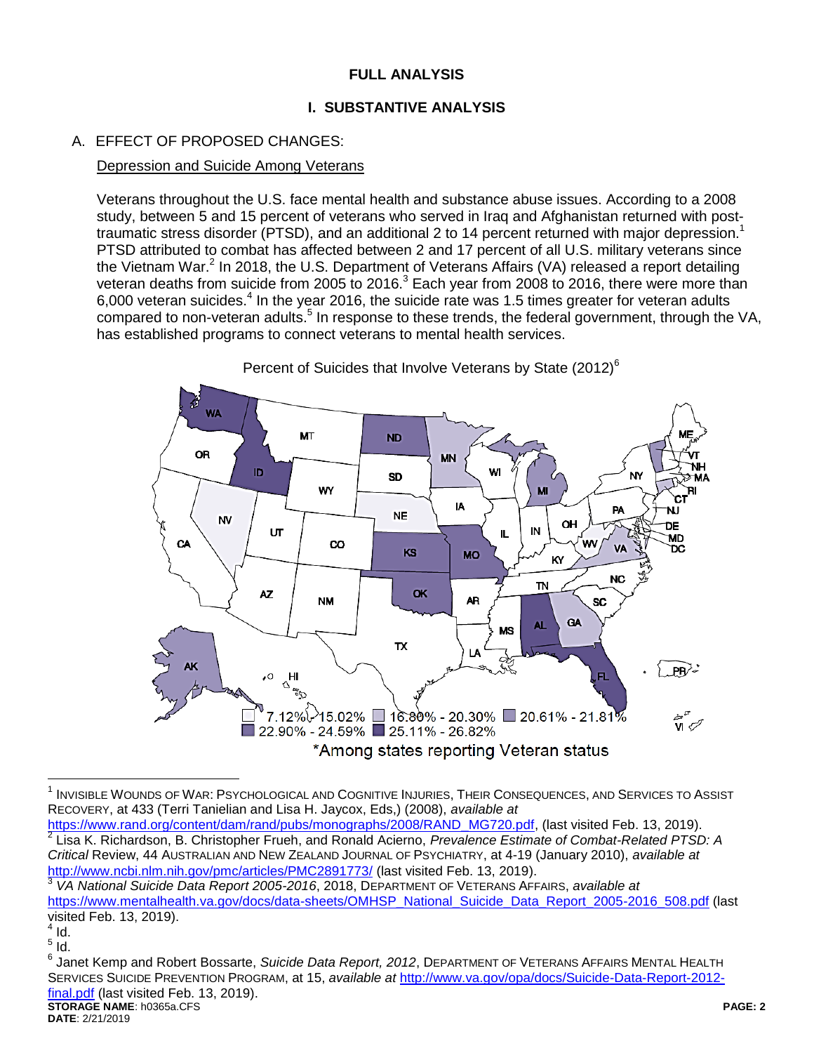# FULL ANALYSIS

## I. SUBSTANTIVE ANALYSIS

### A. EFFECT OF PROPOSED CHANGES:

Depression and Suicide Among Veterans

Veterans throughout the U.S. face mental health and substance abuse issues. According to a 2008 study, between 5 and 15 percent of veterans who served in Iraq and Afghanistan returned with post-traumatic stress disorder (PTSD), and an additional 2 to 14 percent returned with major depression.[1] PTSD attributed to combat has affected between 2 and 17 percent of all U.S. military veterans since the Vietnam War.[2] In 2018, the U.S. Department of Veterans Affairs (VA) released a report detailing veteran deaths from suicide from 2005 to 2016.[3] Each year from 2008 to 2016, there were more than 6,000 veteran suicides.[4] In the year 2016, the suicide rate was 1.5 times greater for veteran adults compared to non-veteran adults.[5] In response to these trends, the federal government, through the VA, has established programs to connect veterans to mental health services.

Percent of Suicides that Involve Veterans by State (2012)[6]

7.12% - 15.02% | 16.80% - 20.30% | 20.61% - 21.81% | 22.90% - 24.59% | 25.11% - 26.82%

*Among states reporting Veteran status

---

[1] INVISIBLE WOUNDS OF WAR: PSYCHOLOGICAL AND COGNITIVE INJURIES, THEIR CONSEQUENCES, AND SERVICES TO ASSIST RECOVERY, at 433 (Terri Tanielian and Lisa H. Jaycox, Eds,) (2008), *available at* https://www.rand.org/content/dam/rand/pubs/monographs/2008/RAND_MG720.pdf, (last visited Feb. 13, 2019).

[2] Lisa K. Richardson, B. Christopher Frueh, and Ronald Acierno, *Prevalence Estimate of Combat-Related PTSD: A Critical* Review, 44 AUSTRALIAN AND NEW ZEALAND JOURNAL OF PSYCHIATRY, at 4-19 (January 2010), *available at* http://www.ncbi.nlm.nih.gov/pmc/articles/PMC2891773/ (last visited Feb. 13, 2019).

[3] *VA National Suicide Data Report 2005-2016*, 2018, DEPARTMENT OF VETERANS AFFAIRS, *available at* https://www.mentalhealth.va.gov/docs/data-sheets/OMHSP_National_Suicide_Data_Report_2005-2016_508.pdf (last visited Feb. 13, 2019).

[4] Id.

[5] Id.

[6] Janet Kemp and Robert Bossarte, *Suicide Data Report, 2012*, DEPARTMENT OF VETERANS AFFAIRS MENTAL HEALTH SERVICES SUICIDE PREVENTION PROGRAM, at 15, *available at* http://www.va.gov/opa/docs/Suicide-Data-Report-2012-final.pdf (last visited Feb. 13, 2019).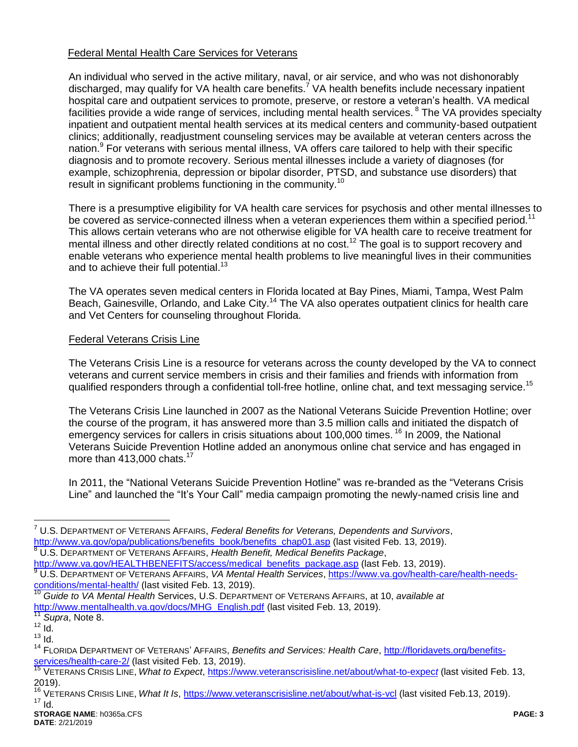Federal Mental Health Care Services for Veterans

An individual who served in the active military, naval, or air service, and who was not dishonorably discharged, may qualify for VA health care benefits.[7] VA health benefits include necessary inpatient hospital care and outpatient services to promote, preserve, or restore a veteran's health. VA medical facilities provide a wide range of services, including mental health services.[8] The VA provides specialty inpatient and outpatient mental health services at its medical centers and community-based outpatient clinics; additionally, readjustment counseling services may be available at veteran centers across the nation.[9] For veterans with serious mental illness, VA offers care tailored to help with their specific diagnosis and to promote recovery. Serious mental illnesses include a variety of diagnoses (for example, schizophrenia, depression or bipolar disorder, PTSD, and substance use disorders) that result in significant problems functioning in the community.[10]

There is a presumptive eligibility for VA health care services for psychosis and other mental illnesses to be covered as service-connected illness when a veteran experiences them within a specified period.[11] This allows certain veterans who are not otherwise eligible for VA health care to receive treatment for mental illness and other directly related conditions at no cost.[12] The goal is to support recovery and enable veterans who experience mental health problems to live meaningful lives in their communities and to achieve their full potential.[13]

The VA operates seven medical centers in Florida located at Bay Pines, Miami, Tampa, West Palm Beach, Gainesville, Orlando, and Lake City.[14] The VA also operates outpatient clinics for health care and Vet Centers for counseling throughout Florida.

Federal Veterans Crisis Line

The Veterans Crisis Line is a resource for veterans across the county developed by the VA to connect veterans and current service members in crisis and their families and friends with information from qualified responders through a confidential toll-free hotline, online chat, and text messaging service.[15]

The Veterans Crisis Line launched in 2007 as the National Veterans Suicide Prevention Hotline; over the course of the program, it has answered more than 3.5 million calls and initiated the dispatch of emergency services for callers in crisis situations about 100,000 times.[16] In 2009, the National Veterans Suicide Prevention Hotline added an anonymous online chat service and has engaged in more than 413,000 chats.[17]

In 2011, the "National Veterans Suicide Prevention Hotline" was re-branded as the "Veterans Crisis Line" and launched the "It's Your Call" media campaign promoting the newly-named crisis line and

---

[7] U.S. DEPARTMENT OF VETERANS AFFAIRS, *Federal Benefits for Veterans, Dependents and Survivors*, http://www.va.gov/opa/publications/benefits_book/benefits_chap01.asp (last visited Feb. 13, 2019).

[8] U.S. DEPARTMENT OF VETERANS AFFAIRS, *Health Benefit, Medical Benefits Package*, http://www.va.gov/HEALTHBENEFITS/access/medical_benefits_package.asp (last Feb. 13, 2019).

[9] U.S. DEPARTMENT OF VETERANS AFFAIRS, *VA Mental Health Services*, https://www.va.gov/health-care/health-needs-conditions/mental-health/ (last visited Feb. 13, 2019).

[10] *Guide to VA Mental Health* Services, U.S. DEPARTMENT OF VETERANS AFFAIRS, at 10, *available at* http://www.mentalhealth.va.gov/docs/MHG_English.pdf (last visited Feb. 13, 2019).

[11] *Supra*, Note 8.

[12] Id.

[13] Id.

[14] FLORIDA DEPARTMENT OF VETERANS' AFFAIRS, *Benefits and Services: Health Care*, http://floridavets.org/benefits-services/health-care-2/ (last visited Feb. 13, 2019).

[15] VETERANS CRISIS LINE, *What to Expect*, https://www.veteranscrisisline.net/about/what-to-expect (last visited Feb. 13, 2019).

[16] VETERANS CRISIS LINE, *What It Is*, https://www.veteranscrisisline.net/about/what-is-vcl (last visited Feb.13, 2019).

[17] Id.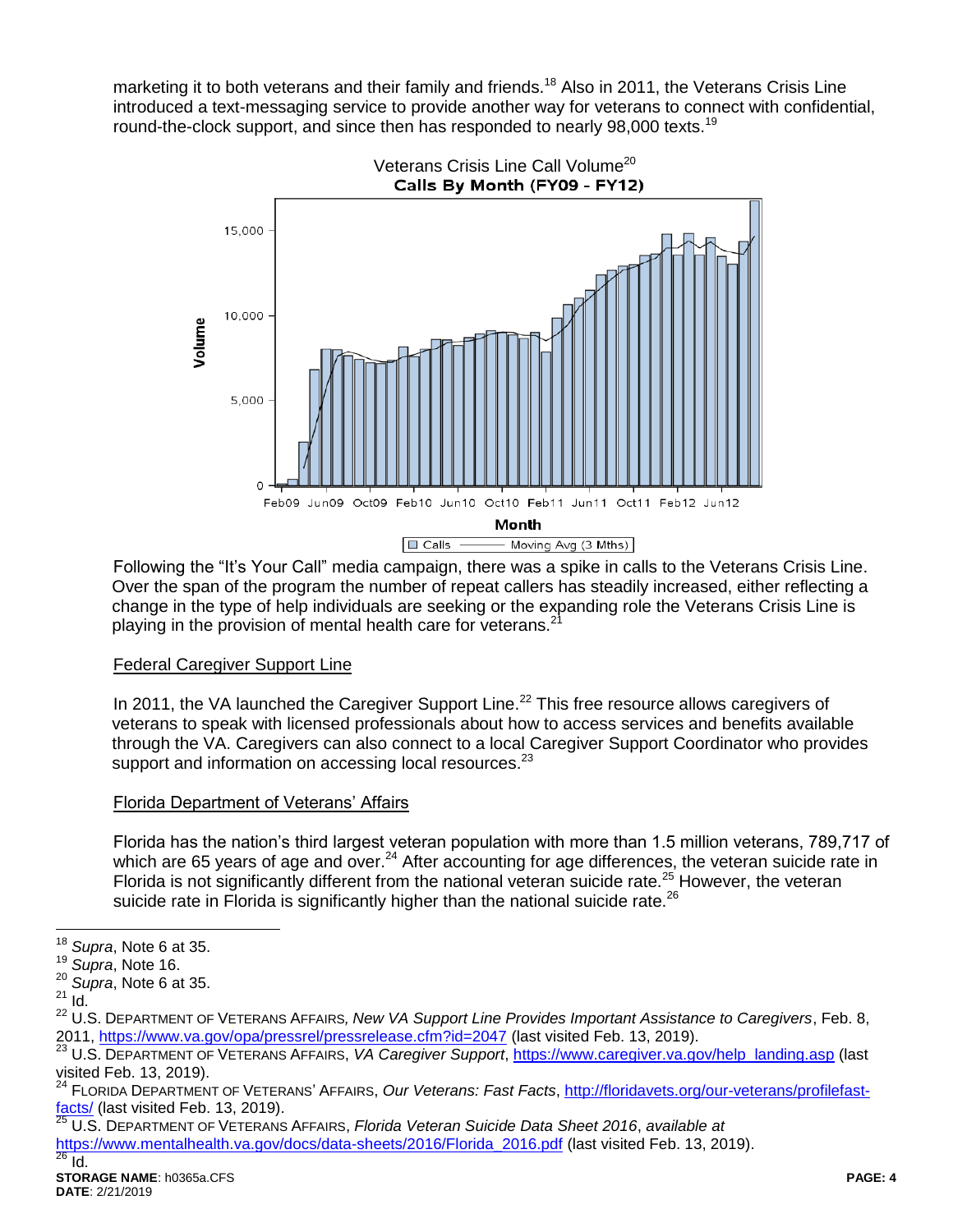marketing it to both veterans and their family and friends.[18] Also in 2011, the Veterans Crisis Line introduced a text-messaging service to provide another way for veterans to connect with confidential, round-the-clock support, and since then has responded to nearly 98,000 texts.[19]

Veterans Crisis Line Call Volume[20]

Following the "It's Your Call" media campaign, there was a spike in calls to the Veterans Crisis Line. Over the span of the program the number of repeat callers has steadily increased, either reflecting a change in the type of help individuals are seeking or the expanding role the Veterans Crisis Line is playing in the provision of mental health care for veterans.[21]

Federal Caregiver Support Line

In 2011, the VA launched the Caregiver Support Line.[22] This free resource allows caregivers of veterans to speak with licensed professionals about how to access services and benefits available through the VA. Caregivers can also connect to a local Caregiver Support Coordinator who provides support and information on accessing local resources.[23]

Florida Department of Veterans' Affairs

Florida has the nation's third largest veteran population with more than 1.5 million veterans, 789,717 of which are 65 years of age and over.[24] After accounting for age differences, the veteran suicide rate in Florida is not significantly different from the national veteran suicide rate.[25] However, the veteran suicide rate in Florida is significantly higher than the national suicide rate.[26]

---

[18] *Supra*, Note 6 at 35.

[19] *Supra*, Note 16.

[20] *Supra*, Note 6 at 35.

[21] Id.

[22] U.S. DEPARTMENT OF VETERANS AFFAIRS, *New VA Support Line Provides Important Assistance to Caregivers*, Feb. 8, 2011, https://www.va.gov/opa/pressrel/pressrelease.cfm?id=2047 (last visited Feb. 13, 2019).

[23] U.S. DEPARTMENT OF VETERANS AFFAIRS, *VA Caregiver Support*, https://www.caregiver.va.gov/help_landing.asp (last visited Feb. 13, 2019).

[24] FLORIDA DEPARTMENT OF VETERANS' AFFAIRS, *Our Veterans: Fast Facts*, http://floridavets.org/our-veterans/profilefast-facts/ (last visited Feb. 13, 2019).

[25] U.S. DEPARTMENT OF VETERANS AFFAIRS, *Florida Veteran Suicide Data Sheet 2016*, *available at* https://www.mentalhealth.va.gov/docs/data-sheets/2016/Florida_2016.pdf (last visited Feb. 13, 2019).

[26] Id.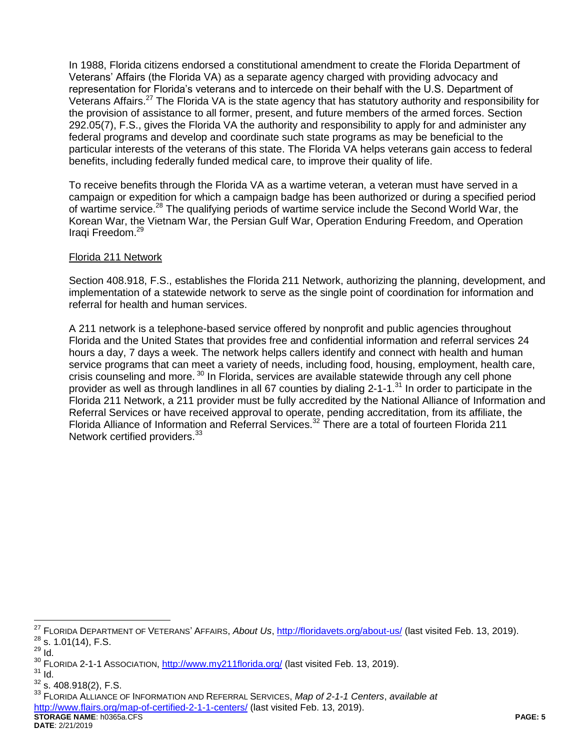In 1988, Florida citizens endorsed a constitutional amendment to create the Florida Department of Veterans' Affairs (the Florida VA) as a separate agency charged with providing advocacy and representation for Florida's veterans and to intercede on their behalf with the U.S. Department of Veterans Affairs.[27] The Florida VA is the state agency that has statutory authority and responsibility for the provision of assistance to all former, present, and future members of the armed forces. Section 292.05(7), F.S., gives the Florida VA the authority and responsibility to apply for and administer any federal programs and develop and coordinate such state programs as may be beneficial to the particular interests of the veterans of this state. The Florida VA helps veterans gain access to federal benefits, including federally funded medical care, to improve their quality of life.

To receive benefits through the Florida VA as a wartime veteran, a veteran must have served in a campaign or expedition for which a campaign badge has been authorized or during a specified period of wartime service.[28] The qualifying periods of wartime service include the Second World War, the Korean War, the Vietnam War, the Persian Gulf War, Operation Enduring Freedom, and Operation Iraqi Freedom.[29]

<u>Florida 211 Network</u>

Section 408.918, F.S., establishes the Florida 211 Network, authorizing the planning, development, and implementation of a statewide network to serve as the single point of coordination for information and referral for health and human services.

A 211 network is a telephone-based service offered by nonprofit and public agencies throughout Florida and the United States that provides free and confidential information and referral services 24 hours a day, 7 days a week. The network helps callers identify and connect with health and human service programs that can meet a variety of needs, including food, housing, employment, health care, crisis counseling and more.[30] In Florida, services are available statewide through any cell phone provider as well as through landlines in all 67 counties by dialing 2-1-1.[31] In order to participate in the Florida 211 Network, a 211 provider must be fully accredited by the National Alliance of Information and Referral Services or have received approval to operate, pending accreditation, from its affiliate, the Florida Alliance of Information and Referral Services.[32] There are a total of fourteen Florida 211 Network certified providers.[33]

---

[27] FLORIDA DEPARTMENT OF VETERANS' AFFAIRS, *About Us*, http://floridavets.org/about-us/ (last visited Feb. 13, 2019).

[28] s. 1.01(14), F.S.

[29] Id.

[30] FLORIDA 2-1-1 ASSOCIATION, http://www.my211florida.org/ (last visited Feb. 13, 2019).

[31] Id.

[32] s. 408.918(2), F.S.

[33] FLORIDA ALLIANCE OF INFORMATION AND REFERRAL SERVICES, *Map of 2-1-1 Centers*, *available at* http://www.flairs.org/map-of-certified-2-1-1-centers/ (last visited Feb. 13, 2019).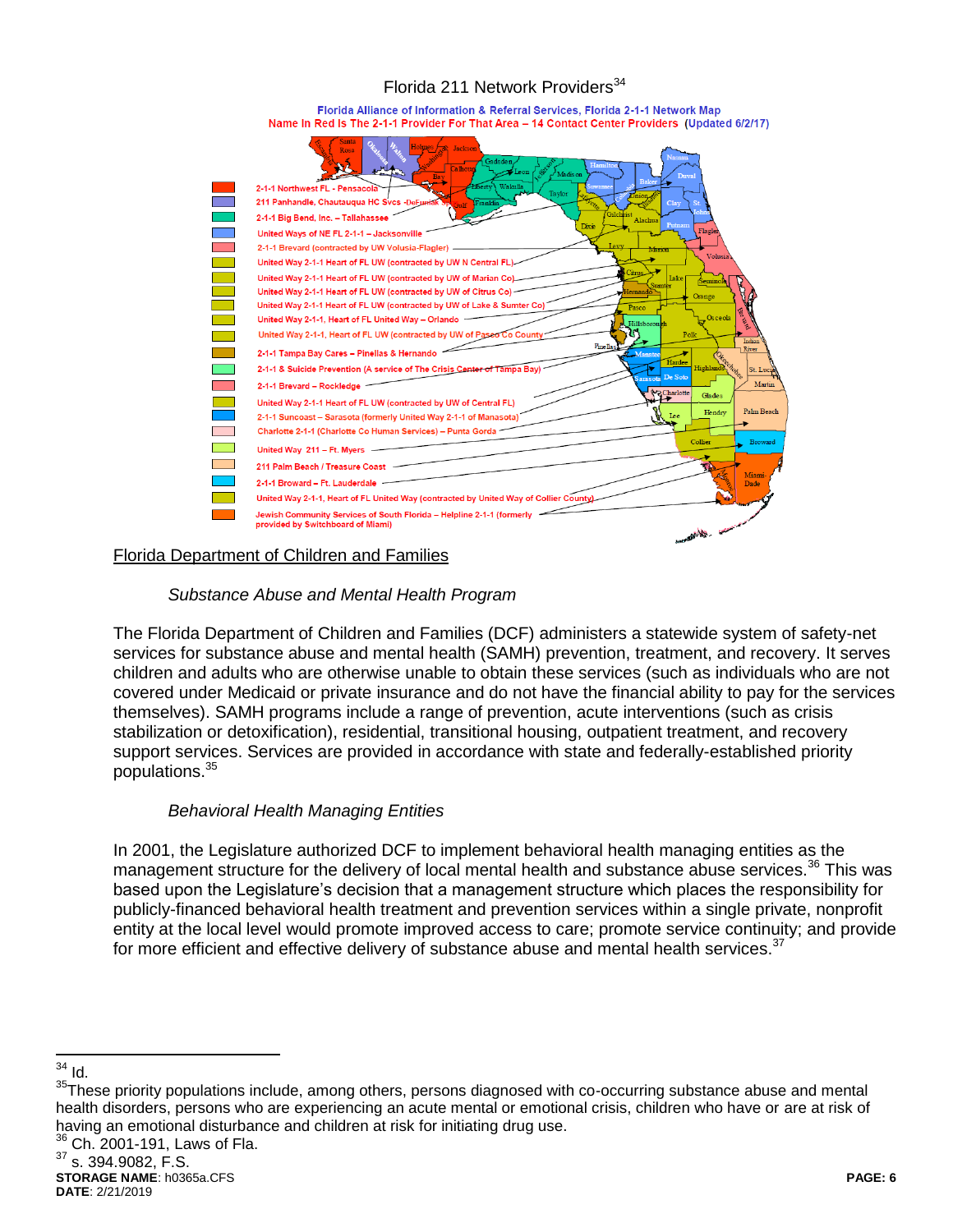Florida 211 Network Providers[34]

Florida Alliance of Information & Referral Services, Florida 2-1-1 Network Map
Name In Red Is The 2-1-1 Provider For That Area – 14 Contact Center Providers (Updated 6/2/17)

- 2-1-1 Northwest FL - Pensacola
- 211 Panhandle, Chautauqua HC Svcs -DeFuniak Springs
- 2-1-1 Big Bend, Inc. – Tallahassee
- United Ways of NE FL 2-1-1 – Jacksonville
- 2-1-1 Brevard (contracted by UW Volusia-Flagler)
- United Way 2-1-1 Heart of FL UW (contracted by UW N Central FL)
- United Way 2-1-1 Heart of FL UW (contracted by UW of Marian Co)
- United Way 2-1-1 Heart of FL UW (contracted by UW of Citrus Co)
- United Way 2-1-1 Heart of FL UW (contracted by UW of Lake & Sumter Co)
- United Way 2-1-1, Heart of FL United Way – Orlando
- United Way 2-1-1, Heart of FL UW (contracted by UW of Pasco Co County
- 2-1-1 Tampa Bay Cares – Pinellas & Hernando
- 2-1-1 & Suicide Prevention (A service of The Crisis Center of Tampa Bay)
- 2-1-1 Brevard – Rockledge
- United Way 2-1-1 Heart of FL UW (contracted by UW of Central FL)
- 2-1-1 Suncoast – Sarasota (formerly United Way 2-1-1 of Manasota)
- Charlotte 2-1-1 (Charlotte Co Human Services) – Punta Gorda
- United Way 211 – Ft. Myers
- 211 Palm Beach / Treasure Coast
- 2-1-1 Broward – Ft. Lauderdale
- United Way 2-1-1, Heart of FL United Way (contracted by United Way of Collier County)
- Jewish Community Services of South Florida – Helpline 2-1-1 (formerly provided by Switchboard of Miami)

## Florida Department of Children and Families

### *Substance Abuse and Mental Health Program*

The Florida Department of Children and Families (DCF) administers a statewide system of safety-net services for substance abuse and mental health (SAMH) prevention, treatment, and recovery. It serves children and adults who are otherwise unable to obtain these services (such as individuals who are not covered under Medicaid or private insurance and do not have the financial ability to pay for the services themselves). SAMH programs include a range of prevention, acute interventions (such as crisis stabilization or detoxification), residential, transitional housing, outpatient treatment, and recovery support services. Services are provided in accordance with state and federally-established priority populations.[35]

### *Behavioral Health Managing Entities*

In 2001, the Legislature authorized DCF to implement behavioral health managing entities as the management structure for the delivery of local mental health and substance abuse services.[36] This was based upon the Legislature's decision that a management structure which places the responsibility for publicly-financed behavioral health treatment and prevention services within a single private, nonprofit entity at the local level would promote improved access to care; promote service continuity; and provide for more efficient and effective delivery of substance abuse and mental health services.[37]

---

[34] Id.

[35] These priority populations include, among others, persons diagnosed with co-occurring substance abuse and mental health disorders, persons who are experiencing an acute mental or emotional crisis, children who have or are at risk of having an emotional disturbance and children at risk for initiating drug use.

[36] Ch. 2001-191, Laws of Fla.

[37] s. 394.9082, F.S.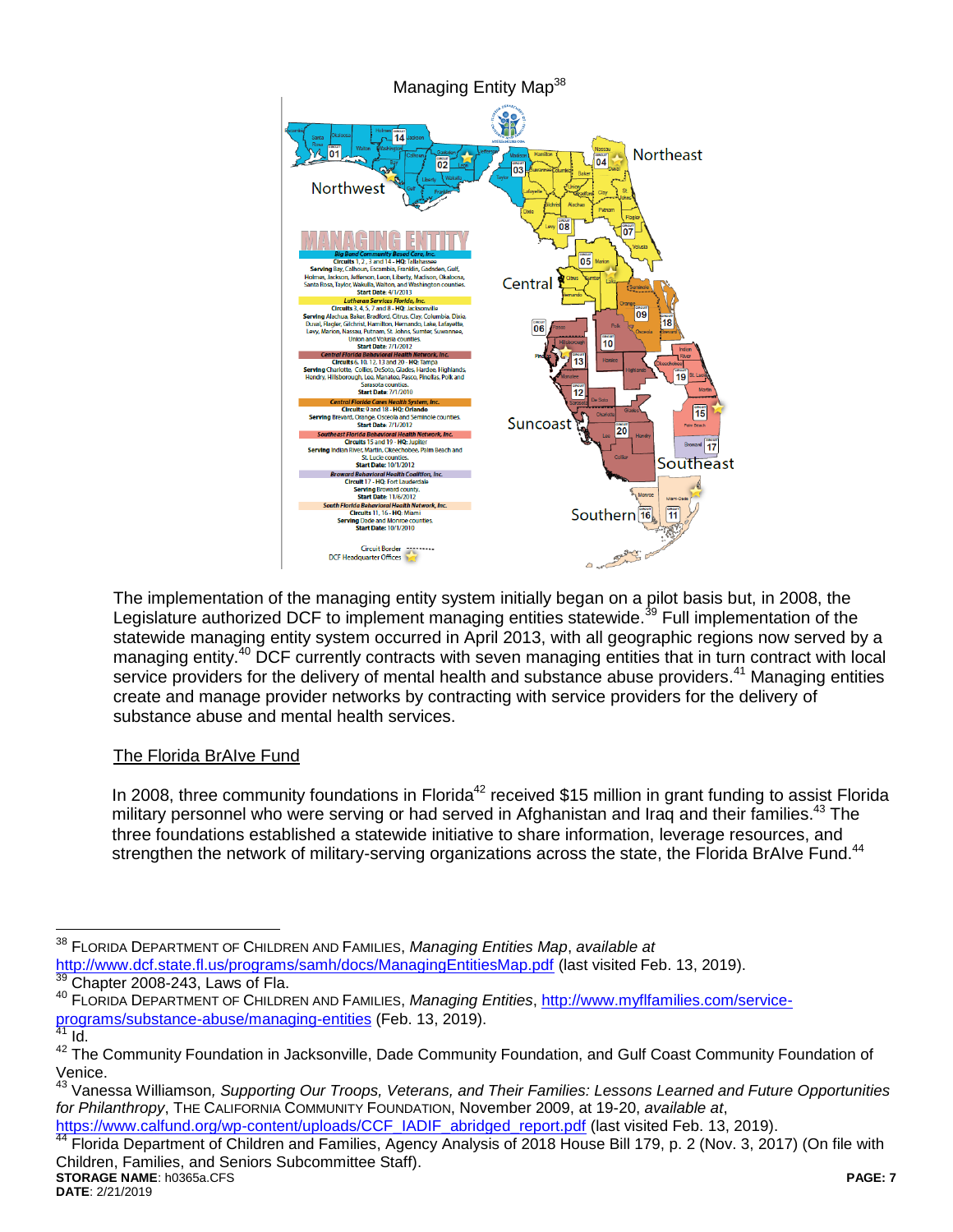Managing Entity Map[38]

The implementation of the managing entity system initially began on a pilot basis but, in 2008, the Legislature authorized DCF to implement managing entities statewide.[39] Full implementation of the statewide managing entity system occurred in April 2013, with all geographic regions now served by a managing entity.[40] DCF currently contracts with seven managing entities that in turn contract with local service providers for the delivery of mental health and substance abuse providers.[41] Managing entities create and manage provider networks by contracting with service providers for the delivery of substance abuse and mental health services.

## The Florida BrAIve Fund

In 2008, three community foundations in Florida[42] received $15 million in grant funding to assist Florida military personnel who were serving or had served in Afghanistan and Iraq and their families.[43] The three foundations established a statewide initiative to share information, leverage resources, and strengthen the network of military-serving organizations across the state, the Florida BrAIve Fund.[44]

---

[38] FLORIDA DEPARTMENT OF CHILDREN AND FAMILIES, *Managing Entities Map*, *available at* http://www.dcf.state.fl.us/programs/samh/docs/ManagingEntitiesMap.pdf (last visited Feb. 13, 2019).

[39] Chapter 2008-243, Laws of Fla.

[40] FLORIDA DEPARTMENT OF CHILDREN AND FAMILIES, *Managing Entities*, http://www.myflfamilies.com/service-programs/substance-abuse/managing-entities (Feb. 13, 2019).

[41] Id.

[42] The Community Foundation in Jacksonville, Dade Community Foundation, and Gulf Coast Community Foundation of Venice.

[43] Vanessa Williamson, *Supporting Our Troops, Veterans, and Their Families: Lessons Learned and Future Opportunities for Philanthropy*, THE CALIFORNIA COMMUNITY FOUNDATION, November 2009, at 19-20, *available at*, https://www.calfund.org/wp-content/uploads/CCF_IADIF_abridged_report.pdf (last visited Feb. 13, 2019).

[44] Florida Department of Children and Families, Agency Analysis of 2018 House Bill 179, p. 2 (Nov. 3, 2017) (On file with Children, Families, and Seniors Subcommittee Staff).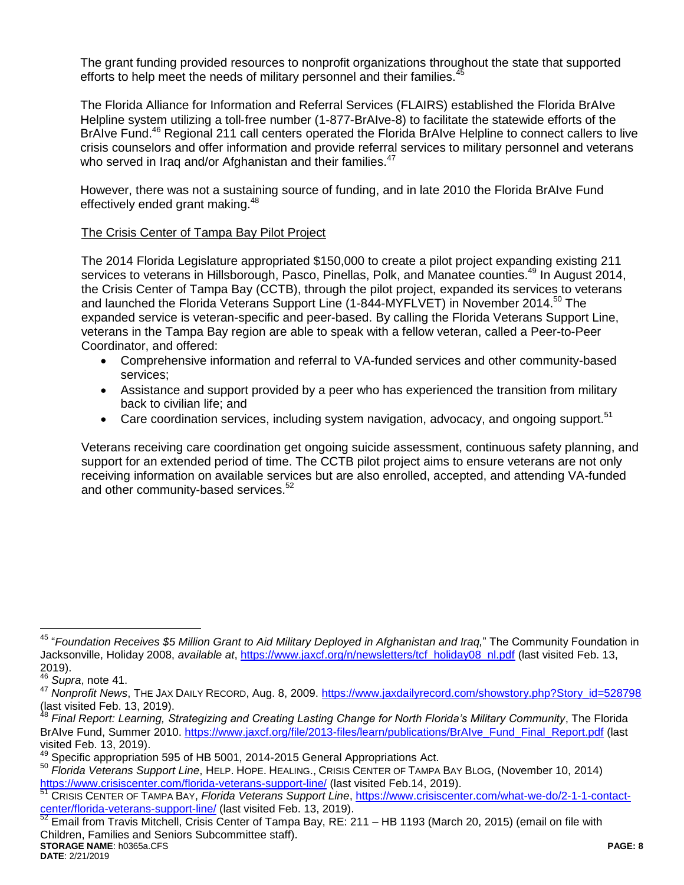The grant funding provided resources to nonprofit organizations throughout the state that supported efforts to help meet the needs of military personnel and their families.[45]

The Florida Alliance for Information and Referral Services (FLAIRS) established the Florida BrAIve Helpline system utilizing a toll-free number (1-877-BrAIve-8) to facilitate the statewide efforts of the BrAIve Fund.[46] Regional 211 call centers operated the Florida BrAIve Helpline to connect callers to live crisis counselors and offer information and provide referral services to military personnel and veterans who served in Iraq and/or Afghanistan and their families.[47]

However, there was not a sustaining source of funding, and in late 2010 the Florida BrAIve Fund effectively ended grant making.[48]

The Crisis Center of Tampa Bay Pilot Project

The 2014 Florida Legislature appropriated $150,000 to create a pilot project expanding existing 211 services to veterans in Hillsborough, Pasco, Pinellas, Polk, and Manatee counties.[49] In August 2014, the Crisis Center of Tampa Bay (CCTB), through the pilot project, expanded its services to veterans and launched the Florida Veterans Support Line (1-844-MYFLVET) in November 2014.[50] The expanded service is veteran-specific and peer-based. By calling the Florida Veterans Support Line, veterans in the Tampa Bay region are able to speak with a fellow veteran, called a Peer-to-Peer Coordinator, and offered:

- Comprehensive information and referral to VA-funded services and other community-based services;
- Assistance and support provided by a peer who has experienced the transition from military back to civilian life; and
- Care coordination services, including system navigation, advocacy, and ongoing support.[51]

Veterans receiving care coordination get ongoing suicide assessment, continuous safety planning, and support for an extended period of time. The CCTB pilot project aims to ensure veterans are not only receiving information on available services but are also enrolled, accepted, and attending VA-funded and other community-based services.[52]

---

[45] "*Foundation Receives $5 Million Grant to Aid Military Deployed in Afghanistan and Iraq,*" The Community Foundation in Jacksonville, Holiday 2008, *available at*, https://www.jaxcf.org/n/newsletters/tcf_holiday08_nl.pdf (last visited Feb. 13, 2019).

[46] *Supra*, note 41.

[47] *Nonprofit News*, THE JAX DAILY RECORD, Aug. 8, 2009. https://www.jaxdailyrecord.com/showstory.php?Story_id=528798 (last visited Feb. 13, 2019).

[48] *Final Report: Learning, Strategizing and Creating Lasting Change for North Florida's Military Community*, The Florida BrAIve Fund, Summer 2010. https://www.jaxcf.org/file/2013-files/learn/publications/BrAIve_Fund_Final_Report.pdf (last visited Feb. 13, 2019).

[49] Specific appropriation 595 of HB 5001, 2014-2015 General Appropriations Act.

[50] *Florida Veterans Support Line*, HELP. HOPE. HEALING., CRISIS CENTER OF TAMPA BAY BLOG, (November 10, 2014) https://www.crisiscenter.com/florida-veterans-support-line/ (last visited Feb.14, 2019).

[51] CRISIS CENTER OF TAMPA BAY, *Florida Veterans Support Line*, https://www.crisiscenter.com/what-we-do/2-1-1-contact-center/florida-veterans-support-line/ (last visited Feb. 13, 2019).

[52] Email from Travis Mitchell, Crisis Center of Tampa Bay, RE: 211 – HB 1193 (March 20, 2015) (email on file with Children, Families and Seniors Subcommittee staff).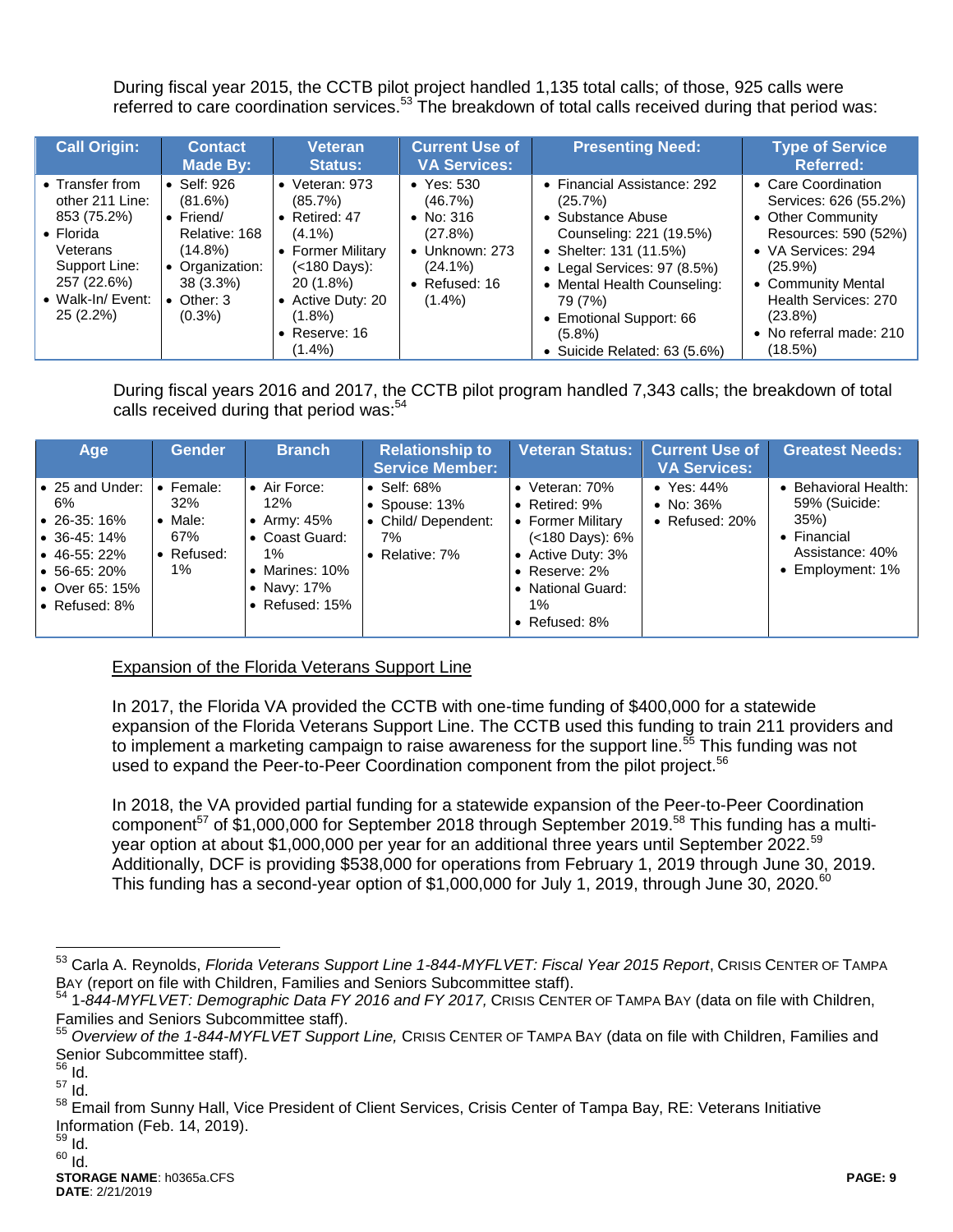During fiscal year 2015, the CCTB pilot project handled 1,135 total calls; of those, 925 calls were referred to care coordination services.[53] The breakdown of total calls received during that period was:

| Call Origin: | Contact Made By: | Veteran Status: | Current Use of VA Services: | Presenting Need: | Type of Service Referred: |
|---|---|---|---|---|---|
| • Transfer from other 211 Line: 853 (75.2%)<br>• Florida Veterans Support Line: 257 (22.6%)<br>• Walk-In/ Event: 25 (2.2%) | • Self: 926 (81.6%)<br>• Friend/ Relative: 168 (14.8%)<br>• Organization: 38 (3.3%)<br>• Other: 3 (0.3%) | • Veteran: 973 (85.7%)<br>• Retired: 47 (4.1%)<br>• Former Military (<180 Days): 20 (1.8%)<br>• Active Duty: 20 (1.8%)<br>• Reserve: 16 (1.4%) | • Yes: 530 (46.7%)<br>• No: 316 (27.8%)<br>• Unknown: 273 (24.1%)<br>• Refused: 16 (1.4%) | • Financial Assistance: 292 (25.7%)<br>• Substance Abuse Counseling: 221 (19.5%)<br>• Shelter: 131 (11.5%)<br>• Legal Services: 97 (8.5%)<br>• Mental Health Counseling: 79 (7%)<br>• Emotional Support: 66 (5.8%)<br>• Suicide Related: 63 (5.6%) | • Care Coordination Services: 626 (55.2%)<br>• Other Community Resources: 590 (52%)<br>• VA Services: 294 (25.9%)<br>• Community Mental Health Services: 270 (23.8%)<br>• No referral made: 210 (18.5%) |

During fiscal years 2016 and 2017, the CCTB pilot program handled 7,343 calls; the breakdown of total calls received during that period was:[54]

| Age | Gender | Branch | Relationship to Service Member: | Veteran Status: | Current Use of VA Services: | Greatest Needs: |
|---|---|---|---|---|---|---|
| • 25 and Under: 6%<br>• 26-35: 16%<br>• 36-45: 14%<br>• 46-55: 22%<br>• 56-65: 20%<br>• Over 65: 15%<br>• Refused: 8% | • Female: 32%<br>• Male: 67%<br>• Refused: 1% | • Air Force: 12%<br>• Army: 45%<br>• Coast Guard: 1%<br>• Marines: 10%<br>• Navy: 17%<br>• Refused: 15% | • Self: 68%<br>• Spouse: 13%<br>• Child/ Dependent: 7%<br>• Relative: 7% | • Veteran: 70%<br>• Retired: 9%<br>• Former Military (<180 Days): 6%<br>• Active Duty: 3%<br>• Reserve: 2%<br>• National Guard: 1%<br>• Refused: 8% | • Yes: 44%<br>• No: 36%<br>• Refused: 20% | • Behavioral Health: 59% (Suicide: 35%)<br>• Financial Assistance: 40%<br>• Employment: 1% |

<u>Expansion of the Florida Veterans Support Line</u>

In 2017, the Florida VA provided the CCTB with one-time funding of $400,000 for a statewide expansion of the Florida Veterans Support Line. The CCTB used this funding to train 211 providers and to implement a marketing campaign to raise awareness for the support line.[55] This funding was not used to expand the Peer-to-Peer Coordination component from the pilot project.[56]

In 2018, the VA provided partial funding for a statewide expansion of the Peer-to-Peer Coordination component[57] of $1,000,000 for September 2018 through September 2019.[58] This funding has a multi-year option at about $1,000,000 per year for an additional three years until September 2022.[59] Additionally, DCF is providing $538,000 for operations from February 1, 2019 through June 30, 2019. This funding has a second-year option of $1,000,000 for July 1, 2019, through June 30, 2020.[60]

---

[53] Carla A. Reynolds, *Florida Veterans Support Line 1-844-MYFLVET: Fiscal Year 2015 Report*, CRISIS CENTER OF TAMPA BAY (report on file with Children, Families and Seniors Subcommittee staff).

[54] *1-844-MYFLVET: Demographic Data FY 2016 and FY 2017,* CRISIS CENTER OF TAMPA BAY (data on file with Children, Families and Seniors Subcommittee staff).

[55] *Overview of the 1-844-MYFLVET Support Line,* CRISIS CENTER OF TAMPA BAY (data on file with Children, Families and Senior Subcommittee staff).

[56] Id.

[57] Id.

[58] Email from Sunny Hall, Vice President of Client Services, Crisis Center of Tampa Bay, RE: Veterans Initiative Information (Feb. 14, 2019).

[59] Id.

[60] Id.

**STORAGE NAME**: h0365a.CFS
**DATE**: 2/21/2019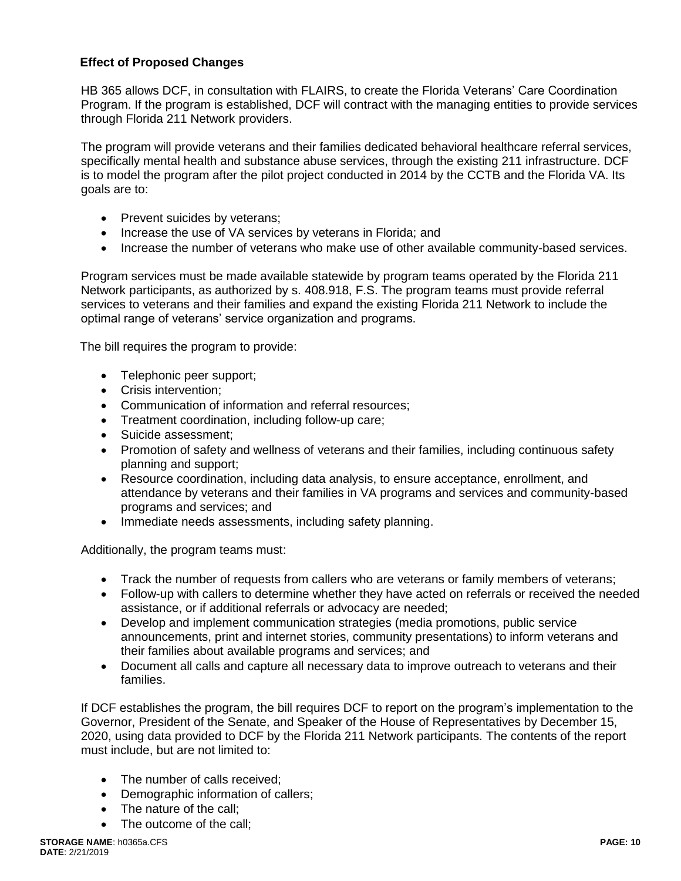**Effect of Proposed Changes**

HB 365 allows DCF, in consultation with FLAIRS, to create the Florida Veterans' Care Coordination Program. If the program is established, DCF will contract with the managing entities to provide services through Florida 211 Network providers.

The program will provide veterans and their families dedicated behavioral healthcare referral services, specifically mental health and substance abuse services, through the existing 211 infrastructure. DCF is to model the program after the pilot project conducted in 2014 by the CCTB and the Florida VA. Its goals are to:

- Prevent suicides by veterans;
- Increase the use of VA services by veterans in Florida; and
- Increase the number of veterans who make use of other available community-based services.

Program services must be made available statewide by program teams operated by the Florida 211 Network participants, as authorized by s. 408.918, F.S. The program teams must provide referral services to veterans and their families and expand the existing Florida 211 Network to include the optimal range of veterans' service organization and programs.

The bill requires the program to provide:

- Telephonic peer support;
- Crisis intervention;
- Communication of information and referral resources;
- Treatment coordination, including follow-up care;
- Suicide assessment;
- Promotion of safety and wellness of veterans and their families, including continuous safety planning and support;
- Resource coordination, including data analysis, to ensure acceptance, enrollment, and attendance by veterans and their families in VA programs and services and community-based programs and services; and
- Immediate needs assessments, including safety planning.

Additionally, the program teams must:

- Track the number of requests from callers who are veterans or family members of veterans;
- Follow-up with callers to determine whether they have acted on referrals or received the needed assistance, or if additional referrals or advocacy are needed;
- Develop and implement communication strategies (media promotions, public service announcements, print and internet stories, community presentations) to inform veterans and their families about available programs and services; and
- Document all calls and capture all necessary data to improve outreach to veterans and their families.

If DCF establishes the program, the bill requires DCF to report on the program's implementation to the Governor, President of the Senate, and Speaker of the House of Representatives by December 15, 2020, using data provided to DCF by the Florida 211 Network participants. The contents of the report must include, but are not limited to:

- The number of calls received;
- Demographic information of callers;
- The nature of the call;
- The outcome of the call;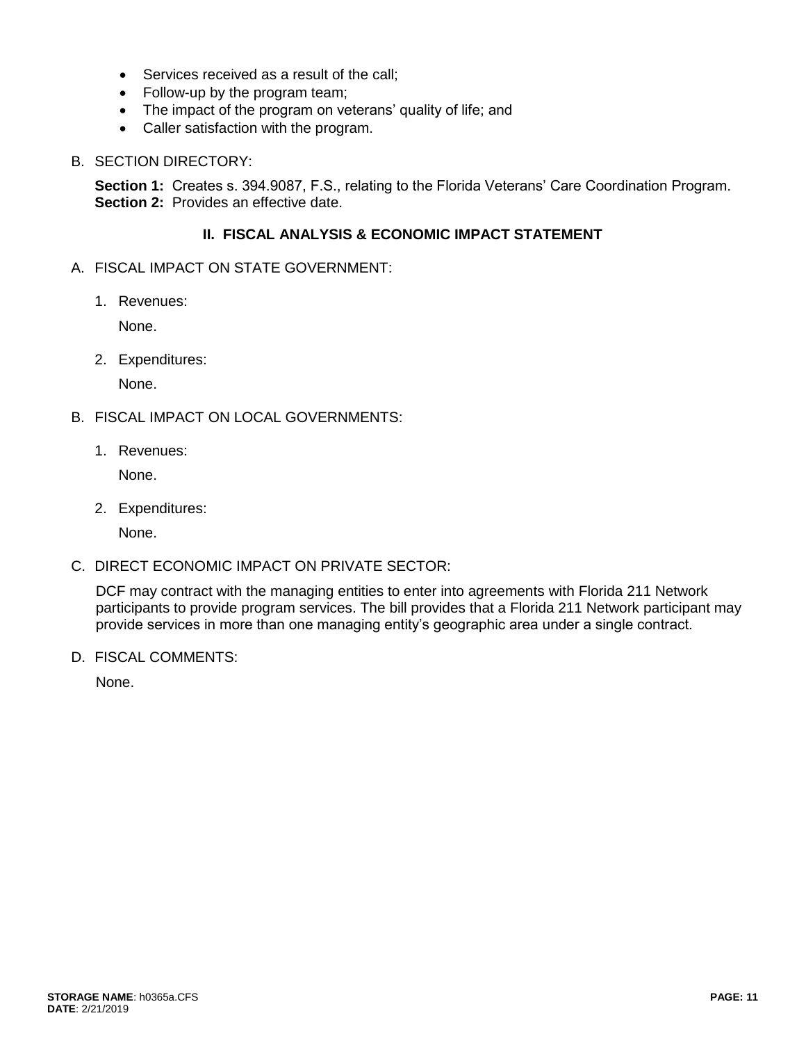- Services received as a result of the call;
- Follow-up by the program team;
- The impact of the program on veterans' quality of life; and
- Caller satisfaction with the program.

B. SECTION DIRECTORY:

**Section 1:** Creates s. 394.9087, F.S., relating to the Florida Veterans' Care Coordination Program.
**Section 2:** Provides an effective date.

## II. FISCAL ANALYSIS & ECONOMIC IMPACT STATEMENT

A. FISCAL IMPACT ON STATE GOVERNMENT:

1. Revenues:

   None.

2. Expenditures:

   None.

B. FISCAL IMPACT ON LOCAL GOVERNMENTS:

1. Revenues:

   None.

2. Expenditures:

   None.

C. DIRECT ECONOMIC IMPACT ON PRIVATE SECTOR:

DCF may contract with the managing entities to enter into agreements with Florida 211 Network participants to provide program services. The bill provides that a Florida 211 Network participant may provide services in more than one managing entity's geographic area under a single contract.

D. FISCAL COMMENTS:

None.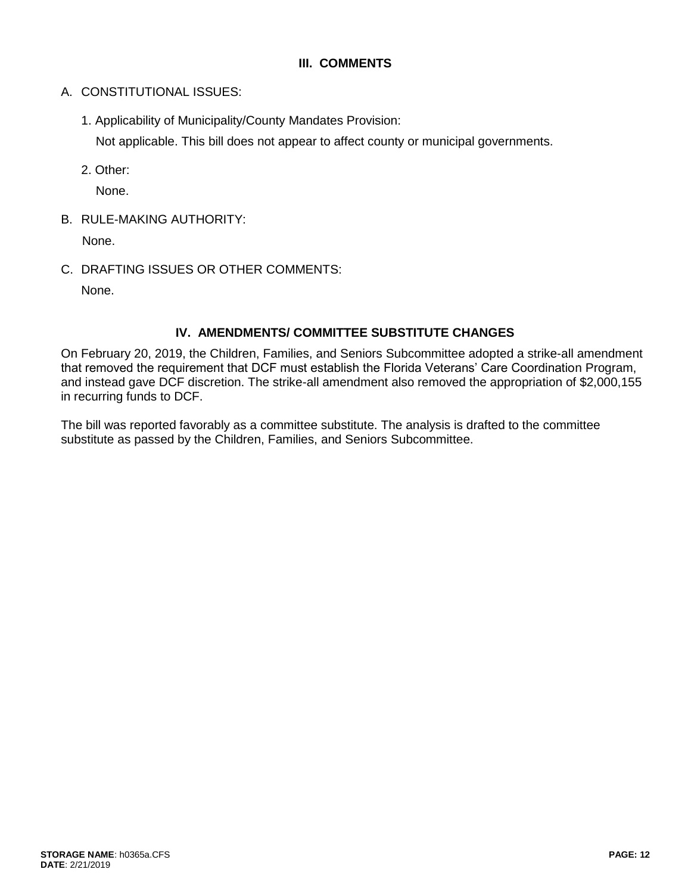## III. COMMENTS

A. CONSTITUTIONAL ISSUES:

1. Applicability of Municipality/County Mandates Provision:

   Not applicable. This bill does not appear to affect county or municipal governments.

2. Other:

   None.

B. RULE-MAKING AUTHORITY:

   None.

C. DRAFTING ISSUES OR OTHER COMMENTS:

   None.

## IV. AMENDMENTS/ COMMITTEE SUBSTITUTE CHANGES

On February 20, 2019, the Children, Families, and Seniors Subcommittee adopted a strike-all amendment that removed the requirement that DCF must establish the Florida Veterans' Care Coordination Program, and instead gave DCF discretion. The strike-all amendment also removed the appropriation of $2,000,155 in recurring funds to DCF.

The bill was reported favorably as a committee substitute. The analysis is drafted to the committee substitute as passed by the Children, Families, and Seniors Subcommittee.